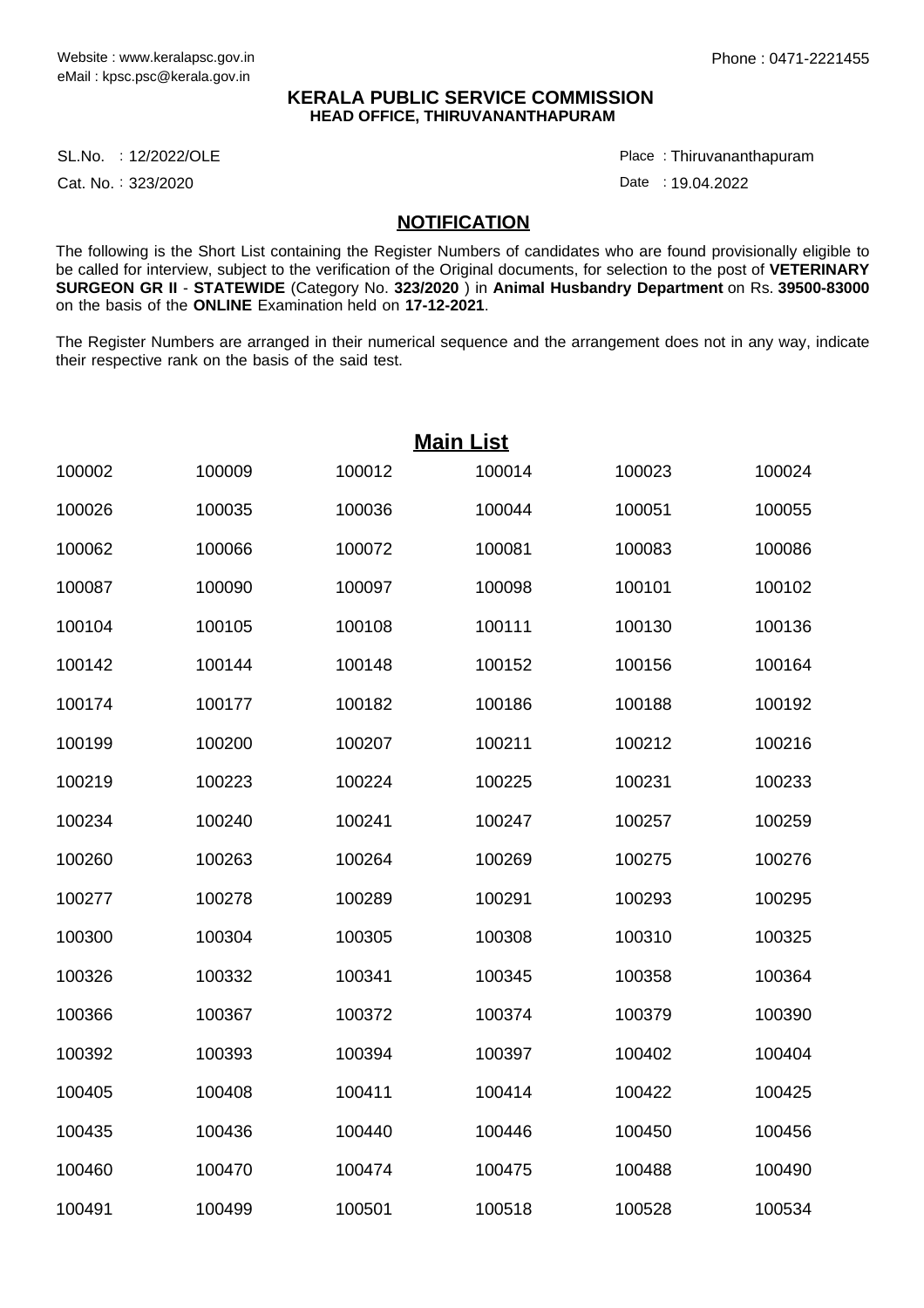Website : www.keralapsc.gov.in
eMail : kpsc.psc@kerala.gov.in

Phone : 0471-2221455

**KERALA PUBLIC SERVICE COMMISSION**
**HEAD OFFICE, THIRUVANANTHAPURAM**

SL.No. : 12/2022/OLE
Cat. No. : 323/2020

Place : Thiruvananthapuram
Date : 19.04.2022

## NOTIFICATION

The following is the Short List containing the Register Numbers of candidates who are found provisionally eligible to be called for interview, subject to the verification of the Original documents, for selection to the post of **VETERINARY SURGEON GR II** - **STATEWIDE** (Category No. **323/2020** ) in **Animal Husbandry Department** on Rs. **39500-83000** on the basis of the **ONLINE** Examination held on **17-12-2021**.

The Register Numbers are arranged in their numerical sequence and the arrangement does not in any way, indicate their respective rank on the basis of the said test.

## Main List

| | | | | | |
|---|---|---|---|---|---|
| 100002 | 100009 | 100012 | 100014 | 100023 | 100024 |
| 100026 | 100035 | 100036 | 100044 | 100051 | 100055 |
| 100062 | 100066 | 100072 | 100081 | 100083 | 100086 |
| 100087 | 100090 | 100097 | 100098 | 100101 | 100102 |
| 100104 | 100105 | 100108 | 100111 | 100130 | 100136 |
| 100142 | 100144 | 100148 | 100152 | 100156 | 100164 |
| 100174 | 100177 | 100182 | 100186 | 100188 | 100192 |
| 100199 | 100200 | 100207 | 100211 | 100212 | 100216 |
| 100219 | 100223 | 100224 | 100225 | 100231 | 100233 |
| 100234 | 100240 | 100241 | 100247 | 100257 | 100259 |
| 100260 | 100263 | 100264 | 100269 | 100275 | 100276 |
| 100277 | 100278 | 100289 | 100291 | 100293 | 100295 |
| 100300 | 100304 | 100305 | 100308 | 100310 | 100325 |
| 100326 | 100332 | 100341 | 100345 | 100358 | 100364 |
| 100366 | 100367 | 100372 | 100374 | 100379 | 100390 |
| 100392 | 100393 | 100394 | 100397 | 100402 | 100404 |
| 100405 | 100408 | 100411 | 100414 | 100422 | 100425 |
| 100435 | 100436 | 100440 | 100446 | 100450 | 100456 |
| 100460 | 100470 | 100474 | 100475 | 100488 | 100490 |
| 100491 | 100499 | 100501 | 100518 | 100528 | 100534 |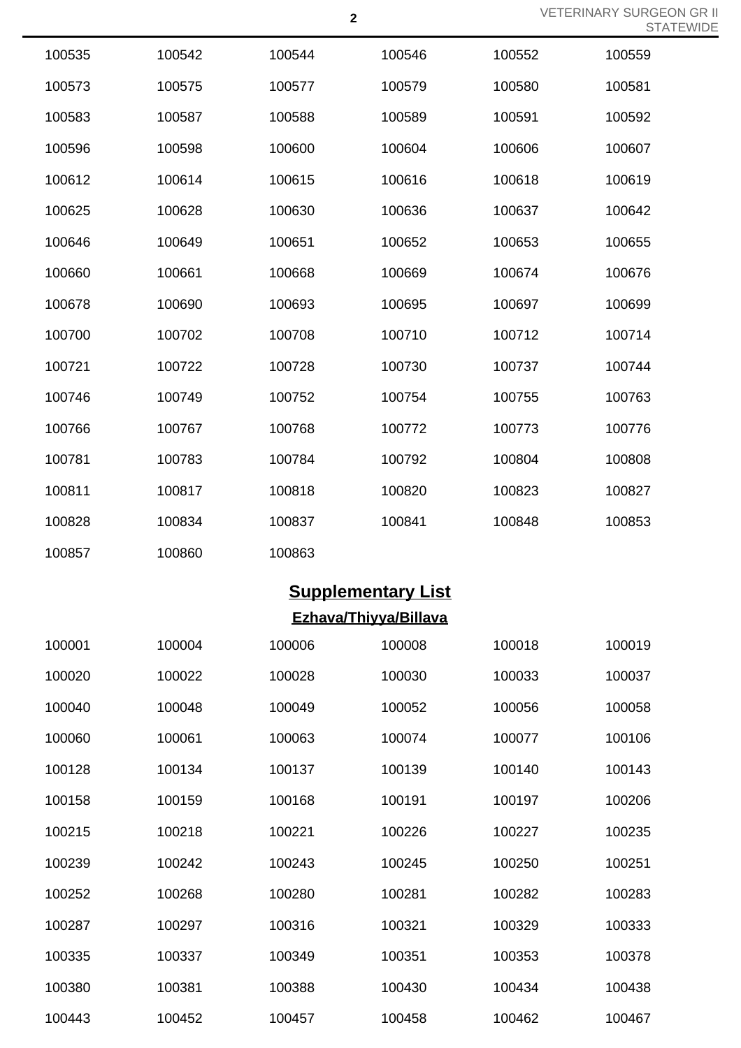| | | | | | |
|---|---|---|---|---|---|
| 100535 | 100542 | 100544 | 100546 | 100552 | 100559 |
| 100573 | 100575 | 100577 | 100579 | 100580 | 100581 |
| 100583 | 100587 | 100588 | 100589 | 100591 | 100592 |
| 100596 | 100598 | 100600 | 100604 | 100606 | 100607 |
| 100612 | 100614 | 100615 | 100616 | 100618 | 100619 |
| 100625 | 100628 | 100630 | 100636 | 100637 | 100642 |
| 100646 | 100649 | 100651 | 100652 | 100653 | 100655 |
| 100660 | 100661 | 100668 | 100669 | 100674 | 100676 |
| 100678 | 100690 | 100693 | 100695 | 100697 | 100699 |
| 100700 | 100702 | 100708 | 100710 | 100712 | 100714 |
| 100721 | 100722 | 100728 | 100730 | 100737 | 100744 |
| 100746 | 100749 | 100752 | 100754 | 100755 | 100763 |
| 100766 | 100767 | 100768 | 100772 | 100773 | 100776 |
| 100781 | 100783 | 100784 | 100792 | 100804 | 100808 |
| 100811 | 100817 | 100818 | 100820 | 100823 | 100827 |
| 100828 | 100834 | 100837 | 100841 | 100848 | 100853 |
| 100857 | 100860 | 100863 | | | |

## Supplementary List

### Ezhava/Thiyya/Billava

| | | | | | |
|---|---|---|---|---|---|
| 100001 | 100004 | 100006 | 100008 | 100018 | 100019 |
| 100020 | 100022 | 100028 | 100030 | 100033 | 100037 |
| 100040 | 100048 | 100049 | 100052 | 100056 | 100058 |
| 100060 | 100061 | 100063 | 100074 | 100077 | 100106 |
| 100128 | 100134 | 100137 | 100139 | 100140 | 100143 |
| 100158 | 100159 | 100168 | 100191 | 100197 | 100206 |
| 100215 | 100218 | 100221 | 100226 | 100227 | 100235 |
| 100239 | 100242 | 100243 | 100245 | 100250 | 100251 |
| 100252 | 100268 | 100280 | 100281 | 100282 | 100283 |
| 100287 | 100297 | 100316 | 100321 | 100329 | 100333 |
| 100335 | 100337 | 100349 | 100351 | 100353 | 100378 |
| 100380 | 100381 | 100388 | 100430 | 100434 | 100438 |
| 100443 | 100452 | 100457 | 100458 | 100462 | 100467 |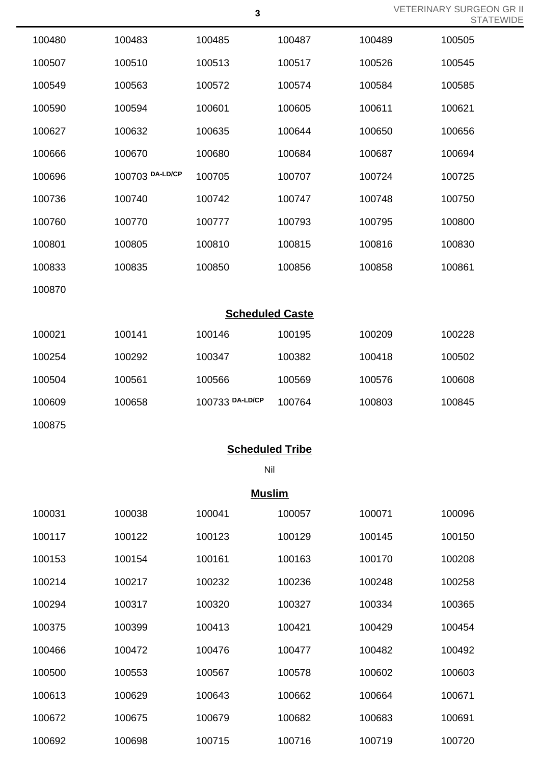| | | | | | |
|---|---|---|---|---|---|
| 100480 | 100483 | 100485 | 100487 | 100489 | 100505 |
| 100507 | 100510 | 100513 | 100517 | 100526 | 100545 |
| 100549 | 100563 | 100572 | 100574 | 100584 | 100585 |
| 100590 | 100594 | 100601 | 100605 | 100611 | 100621 |
| 100627 | 100632 | 100635 | 100644 | 100650 | 100656 |
| 100666 | 100670 | 100680 | 100684 | 100687 | 100694 |
| 100696 | 100703 DA-LD/CP | 100705 | 100707 | 100724 | 100725 |
| 100736 | 100740 | 100742 | 100747 | 100748 | 100750 |
| 100760 | 100770 | 100777 | 100793 | 100795 | 100800 |
| 100801 | 100805 | 100810 | 100815 | 100816 | 100830 |
| 100833 | 100835 | 100850 | 100856 | 100858 | 100861 |
| 100870 | | | | | |

## Scheduled Caste

| | | | | | |
|---|---|---|---|---|---|
| 100021 | 100141 | 100146 | 100195 | 100209 | 100228 |
| 100254 | 100292 | 100347 | 100382 | 100418 | 100502 |
| 100504 | 100561 | 100566 | 100569 | 100576 | 100608 |
| 100609 | 100658 | 100733 DA-LD/CP | 100764 | 100803 | 100845 |
| 100875 | | | | | |

## Scheduled Tribe

Nil

## Muslim

| | | | | | |
|---|---|---|---|---|---|
| 100031 | 100038 | 100041 | 100057 | 100071 | 100096 |
| 100117 | 100122 | 100123 | 100129 | 100145 | 100150 |
| 100153 | 100154 | 100161 | 100163 | 100170 | 100208 |
| 100214 | 100217 | 100232 | 100236 | 100248 | 100258 |
| 100294 | 100317 | 100320 | 100327 | 100334 | 100365 |
| 100375 | 100399 | 100413 | 100421 | 100429 | 100454 |
| 100466 | 100472 | 100476 | 100477 | 100482 | 100492 |
| 100500 | 100553 | 100567 | 100578 | 100602 | 100603 |
| 100613 | 100629 | 100643 | 100662 | 100664 | 100671 |
| 100672 | 100675 | 100679 | 100682 | 100683 | 100691 |
| 100692 | 100698 | 100715 | 100716 | 100719 | 100720 |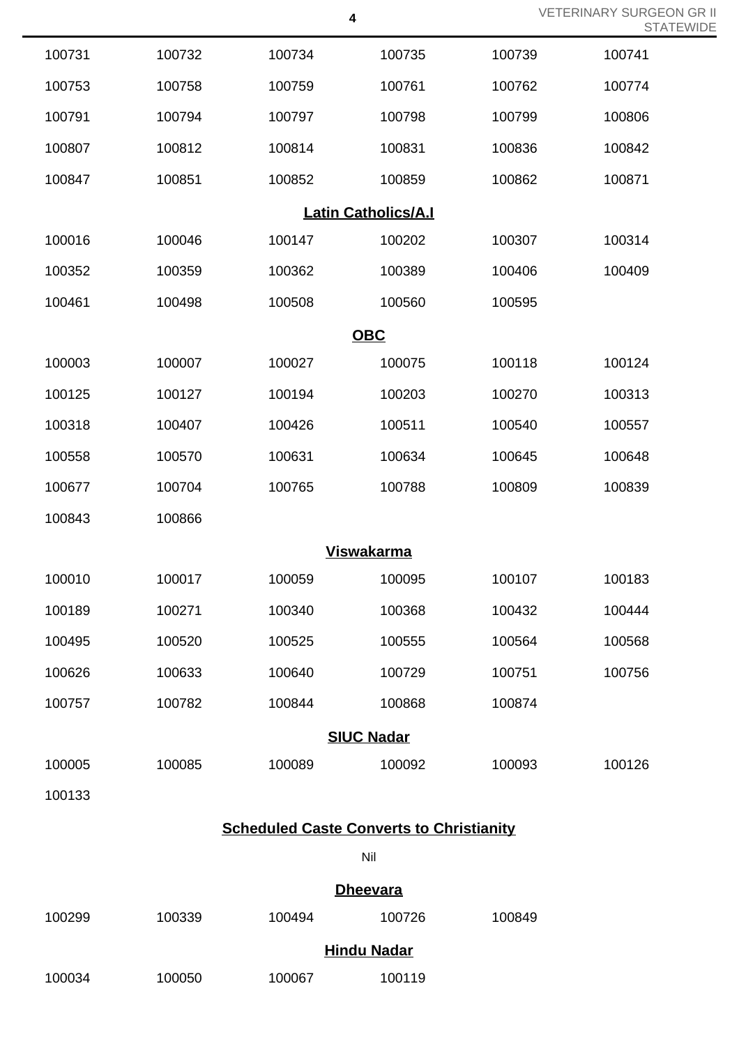| | | | | | |
|---|---|---|---|---|---|
| 100731 | 100732 | 100734 | 100735 | 100739 | 100741 |
| 100753 | 100758 | 100759 | 100761 | 100762 | 100774 |
| 100791 | 100794 | 100797 | 100798 | 100799 | 100806 |
| 100807 | 100812 | 100814 | 100831 | 100836 | 100842 |
| 100847 | 100851 | 100852 | 100859 | 100862 | 100871 |

**Latin Catholics/A.I**

| | | | | | |
|---|---|---|---|---|---|
| 100016 | 100046 | 100147 | 100202 | 100307 | 100314 |
| 100352 | 100359 | 100362 | 100389 | 100406 | 100409 |
| 100461 | 100498 | 100508 | 100560 | 100595 | |

**OBC**

| | | | | | |
|---|---|---|---|---|---|
| 100003 | 100007 | 100027 | 100075 | 100118 | 100124 |
| 100125 | 100127 | 100194 | 100203 | 100270 | 100313 |
| 100318 | 100407 | 100426 | 100511 | 100540 | 100557 |
| 100558 | 100570 | 100631 | 100634 | 100645 | 100648 |
| 100677 | 100704 | 100765 | 100788 | 100809 | 100839 |
| 100843 | 100866 | | | | |

**Viswakarma**

| | | | | | |
|---|---|---|---|---|---|
| 100010 | 100017 | 100059 | 100095 | 100107 | 100183 |
| 100189 | 100271 | 100340 | 100368 | 100432 | 100444 |
| 100495 | 100520 | 100525 | 100555 | 100564 | 100568 |
| 100626 | 100633 | 100640 | 100729 | 100751 | 100756 |
| 100757 | 100782 | 100844 | 100868 | 100874 | |

**SIUC Nadar**

| | | | | | |
|---|---|---|---|---|---|
| 100005 | 100085 | 100089 | 100092 | 100093 | 100126 |
| 100133 | | | | | |

**Scheduled Caste Converts to Christianity**

Nil

**Dheevara**

| | | | | |
|---|---|---|---|---|
| 100299 | 100339 | 100494 | 100726 | 100849 |

**Hindu Nadar**

| | | | |
|---|---|---|---|
| 100034 | 100050 | 100067 | 100119 |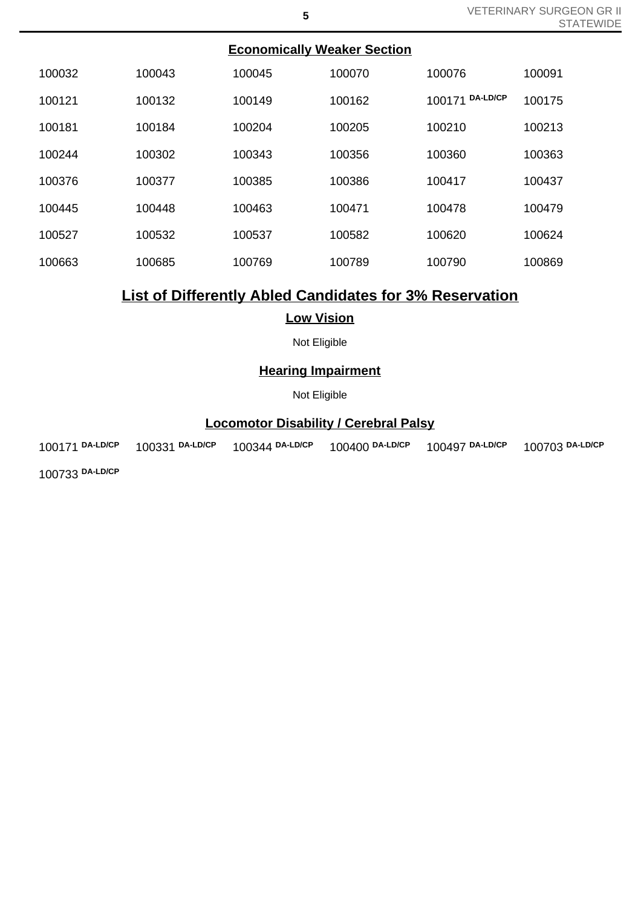## Economically Weaker Section

| | | | | | |
|---|---|---|---|---|---|
| 100032 | 100043 | 100045 | 100070 | 100076 | 100091 |
| 100121 | 100132 | 100149 | 100162 | 100171 DA-LD/CP | 100175 |
| 100181 | 100184 | 100204 | 100205 | 100210 | 100213 |
| 100244 | 100302 | 100343 | 100356 | 100360 | 100363 |
| 100376 | 100377 | 100385 | 100386 | 100417 | 100437 |
| 100445 | 100448 | 100463 | 100471 | 100478 | 100479 |
| 100527 | 100532 | 100537 | 100582 | 100620 | 100624 |
| 100663 | 100685 | 100769 | 100789 | 100790 | 100869 |

# List of Differently Abled Candidates for 3% Reservation

## Low Vision

Not Eligible

## Hearing Impairment

Not Eligible

## Locomotor Disability / Cerebral Palsy

| | | | | | |
|---|---|---|---|---|---|
| 100171 DA-LD/CP | 100331 DA-LD/CP | 100344 DA-LD/CP | 100400 DA-LD/CP | 100497 DA-LD/CP | 100703 DA-LD/CP |
| 100733 DA-LD/CP | | | | | |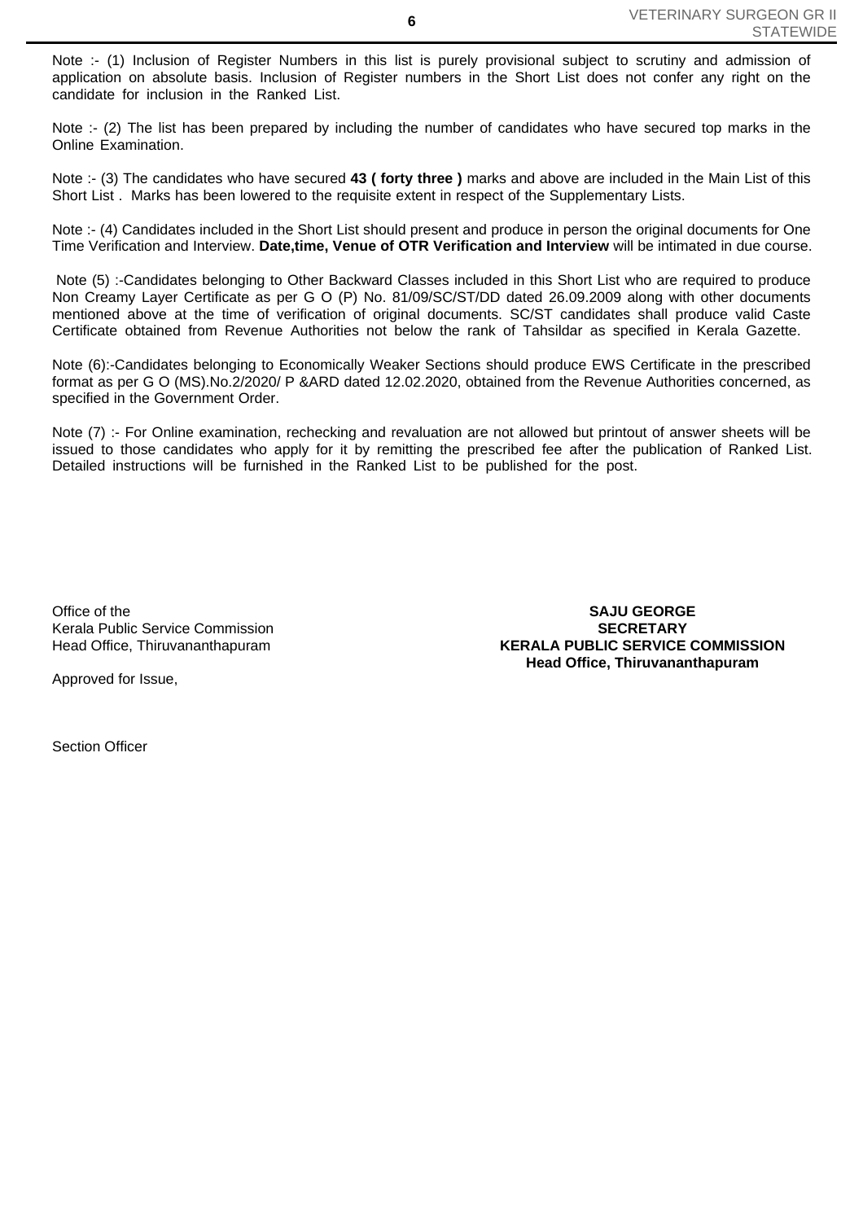Note :- (1) Inclusion of Register Numbers in this list is purely provisional subject to scrutiny and admission of application on absolute basis. Inclusion of Register numbers in the Short List does not confer any right on the candidate for inclusion in the Ranked List.

Note :- (2) The list has been prepared by including the number of candidates who have secured top marks in the Online Examination.

Note :- (3) The candidates who have secured **43 ( forty three )** marks and above are included in the Main List of this Short List . Marks has been lowered to the requisite extent in respect of the Supplementary Lists.

Note :- (4) Candidates included in the Short List should present and produce in person the original documents for One Time Verification and Interview. **Date,time, Venue of OTR Verification and Interview** will be intimated in due course.

Note (5) :-Candidates belonging to Other Backward Classes included in this Short List who are required to produce Non Creamy Layer Certificate as per G O (P) No. 81/09/SC/ST/DD dated 26.09.2009 along with other documents mentioned above at the time of verification of original documents. SC/ST candidates shall produce valid Caste Certificate obtained from Revenue Authorities not below the rank of Tahsildar as specified in Kerala Gazette.

Note (6):-Candidates belonging to Economically Weaker Sections should produce EWS Certificate in the prescribed format as per G O (MS).No.2/2020/ P &ARD dated 12.02.2020, obtained from the Revenue Authorities concerned, as specified in the Government Order.

Note (7) :- For Online examination, rechecking and revaluation are not allowed but printout of answer sheets will be issued to those candidates who apply for it by remitting the prescribed fee after the publication of Ranked List. Detailed instructions will be furnished in the Ranked List to be published for the post.

Office of the
Kerala Public Service Commission
Head Office, Thiruvananthapuram

**SAJU GEORGE**
**SECRETARY**
**KERALA PUBLIC SERVICE COMMISSION**
**Head Office, Thiruvananthapuram**

Approved for Issue,

Section Officer